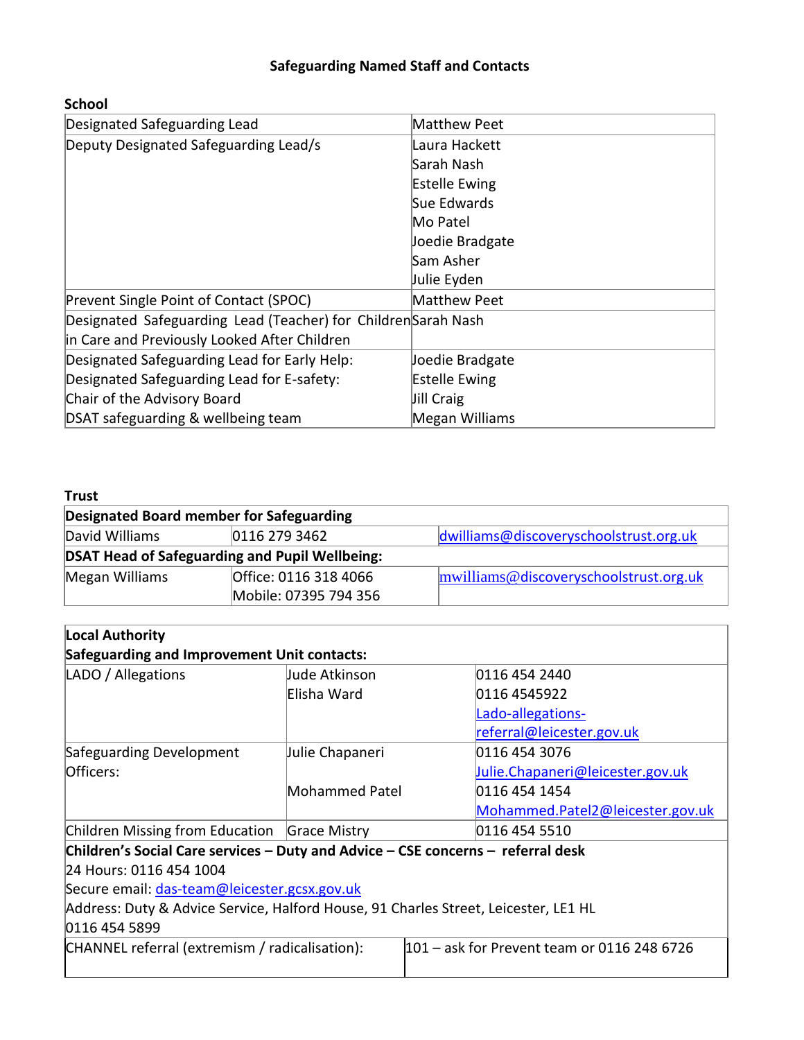# Safeguarding Named Staff and Contacts

## School

| | |
|---|---|
| Designated Safeguarding Lead | Matthew Peet |
| Deputy Designated Safeguarding Lead/s | Laura Hackett<br>Sarah Nash<br>Estelle Ewing<br>Sue Edwards<br>Mo Patel<br>Joedie Bradgate<br>Sam Asher<br>Julie Eyden |
| Prevent Single Point of Contact (SPOC) | Matthew Peet |
| Designated Safeguarding Lead (Teacher) for Children in Care and Previously Looked After Children | Sarah Nash |
| Designated Safeguarding Lead for Early Help: | Joedie Bradgate |
| Designated Safeguarding Lead for E-safety: | Estelle Ewing |
| Chair of the Advisory Board | Jill Craig |
| DSAT safeguarding & wellbeing team | Megan Williams |

## Trust

| **Designated Board member for Safeguarding** | | |
|---|---|---|
| David Williams | 0116 279 3462 | dwilliams@discoveryschoolstrust.org.uk |
| **DSAT Head of Safeguarding and Pupil Wellbeing:** | | |
| Megan Williams | Office: 0116 318 4066<br>Mobile: 07395 794 356 | mwilliams@discoveryschoolstrust.org.uk |

| **Local Authority**<br>**Safeguarding and Improvement Unit contacts:** | | |
|---|---|---|
| LADO / Allegations | Jude Atkinson<br>Elisha Ward | 0116 454 2440<br>0116 4545922<br>Lado-allegations-referral@leicester.gov.uk |
| Safeguarding Development Officers: | Julie Chapaneri<br><br>Mohammed Patel | 0116 454 3076<br>Julie.Chapaneri@leicester.gov.uk<br>0116 454 1454<br>Mohammed.Patel2@leicester.gov.uk |
| Children Missing from Education | Grace Mistry | 0116 454 5510 |
| **Children's Social Care services – Duty and Advice – CSE concerns – referral desk**<br>24 Hours: 0116 454 1004<br>Secure email: das-team@leicester.gcsx.gov.uk<br>Address: Duty & Advice Service, Halford House, 91 Charles Street, Leicester, LE1 HL<br>0116 454 5899 | | |
| CHANNEL referral (extremism / radicalisation): | 101 – ask for Prevent team or 0116 248 6726 | |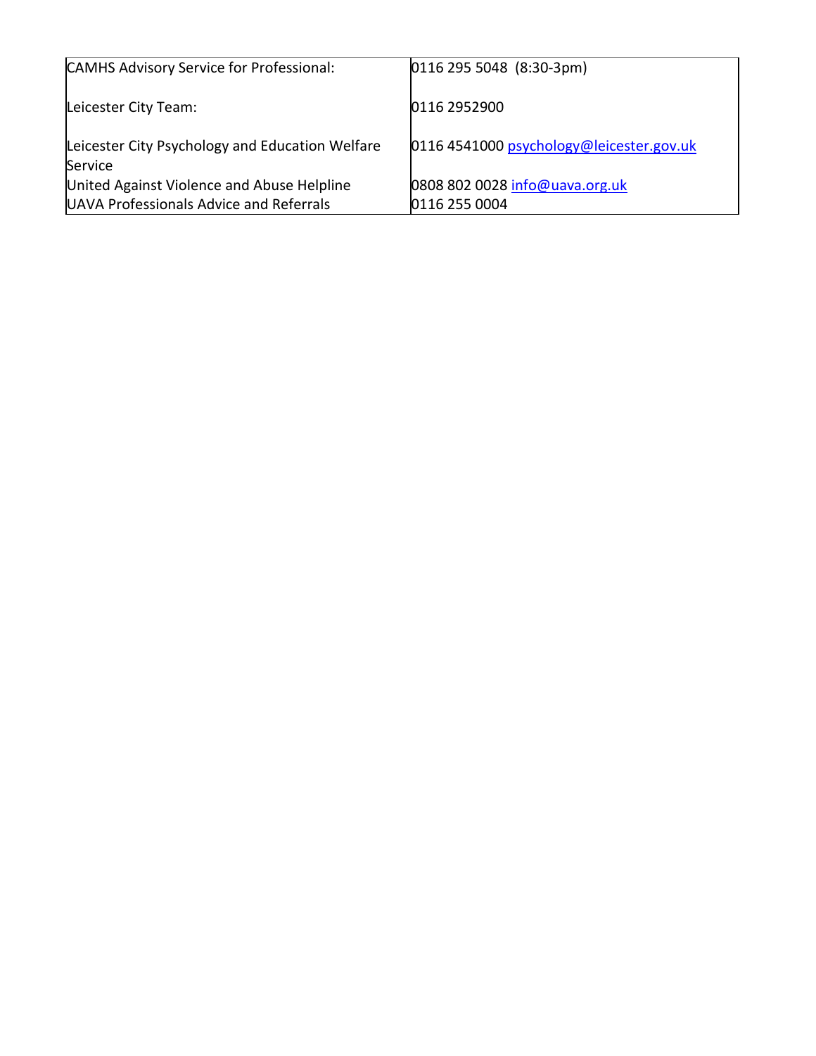| | |
|---|---|
| CAMHS Advisory Service for Professional: | 0116 295 5048 (8:30-3pm) |
| Leicester City Team: | 0116 2952900 |
| Leicester City Psychology and Education Welfare Service | 0116 4541000 psychology@leicester.gov.uk |
| United Against Violence and Abuse Helpline | 0808 802 0028 info@uava.org.uk |
| UAVA Professionals Advice and Referrals | 0116 255 0004 |